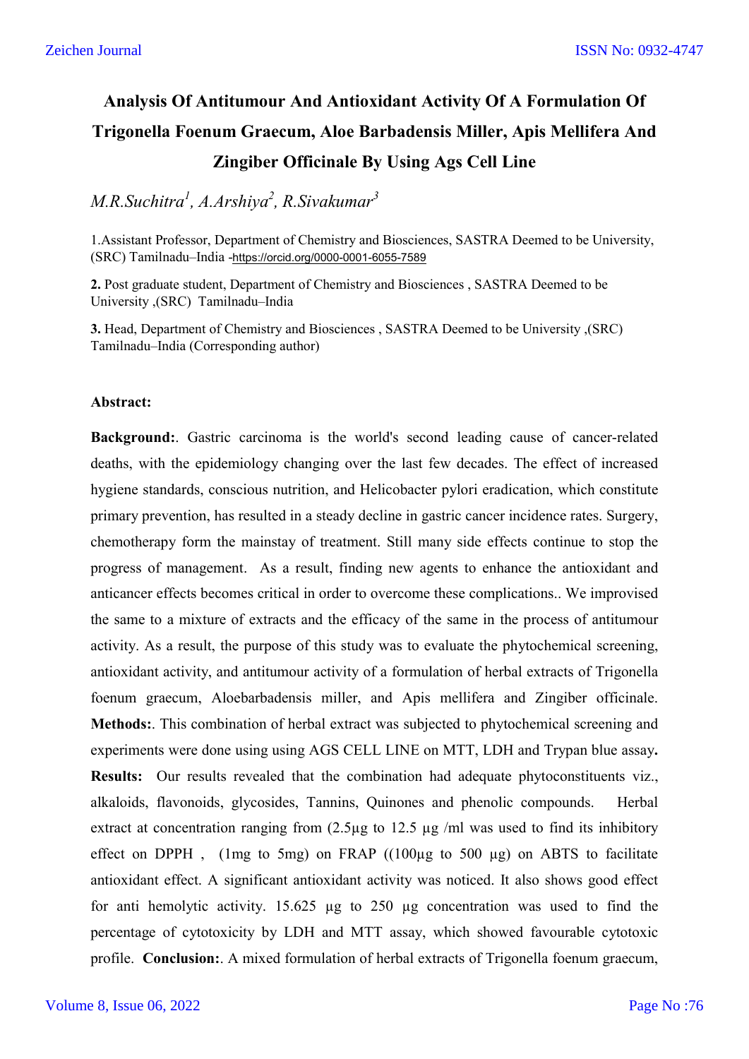# Analysis Of Antitumour And Antioxidant Activity Of A Formulation Of Trigonella Foenum Graecum, Aloe Barbadensis Miller, Apis Mellifera And Zingiber Officinale By Using Ags Cell Line

*M.R.Suchitra[1], A.Arshiya[2], R.Sivakumar[3]*

1.Assistant Professor, Department of Chemistry and Biosciences, SASTRA Deemed to be University, (SRC) Tamilnadu–India -https://orcid.org/0000-0001-6055-7589

**2.** Post graduate student, Department of Chemistry and Biosciences , SASTRA Deemed to be University ,(SRC) Tamilnadu–India

**3.** Head, Department of Chemistry and Biosciences , SASTRA Deemed to be University ,(SRC) Tamilnadu–India (Corresponding author)

**Abstract:**

**Background:**. Gastric carcinoma is the world's second leading cause of cancer-related deaths, with the epidemiology changing over the last few decades. The effect of increased hygiene standards, conscious nutrition, and Helicobacter pylori eradication, which constitute primary prevention, has resulted in a steady decline in gastric cancer incidence rates. Surgery, chemotherapy form the mainstay of treatment. Still many side effects continue to stop the progress of management. As a result, finding new agents to enhance the antioxidant and anticancer effects becomes critical in order to overcome these complications.. We improvised the same to a mixture of extracts and the efficacy of the same in the process of antitumour activity. As a result, the purpose of this study was to evaluate the phytochemical screening, antioxidant activity, and antitumour activity of a formulation of herbal extracts of Trigonella foenum graecum, Aloebarbadensis miller, and Apis mellifera and Zingiber officinale. **Methods:**. This combination of herbal extract was subjected to phytochemical screening and experiments were done using using AGS CELL LINE on MTT, LDH and Trypan blue assay**.** **Results:** Our results revealed that the combination had adequate phytoconstituents viz., alkaloids, flavonoids, glycosides, Tannins, Quinones and phenolic compounds. Herbal extract at concentration ranging from (2.5µg to 12.5 µg /ml was used to find its inhibitory effect on DPPH , (1mg to 5mg) on FRAP ((100µg to 500 µg) on ABTS to facilitate antioxidant effect. A significant antioxidant activity was noticed. It also shows good effect for anti hemolytic activity. 15.625 µg to 250 µg concentration was used to find the percentage of cytotoxicity by LDH and MTT assay, which showed favourable cytotoxic profile. **Conclusion:**. A mixed formulation of herbal extracts of Trigonella foenum graecum,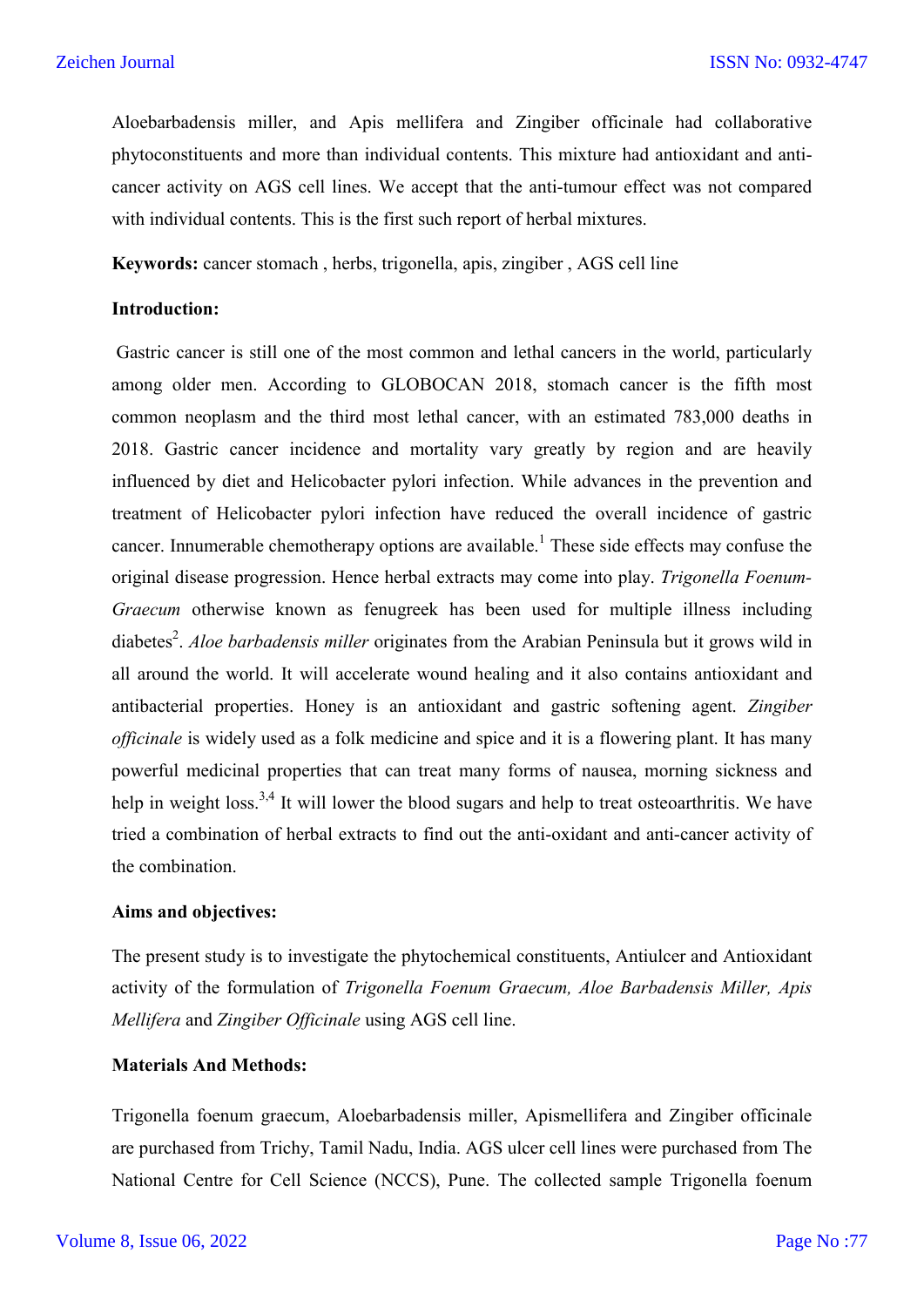Aloebarbadensis miller, and Apis mellifera and Zingiber officinale had collaborative phytoconstituents and more than individual contents. This mixture had antioxidant and anti-cancer activity on AGS cell lines. We accept that the anti-tumour effect was not compared with individual contents. This is the first such report of herbal mixtures.

**Keywords:** cancer stomach , herbs, trigonella, apis, zingiber , AGS cell line

## Introduction:

Gastric cancer is still one of the most common and lethal cancers in the world, particularly among older men. According to GLOBOCAN 2018, stomach cancer is the fifth most common neoplasm and the third most lethal cancer, with an estimated 783,000 deaths in 2018. Gastric cancer incidence and mortality vary greatly by region and are heavily influenced by diet and Helicobacter pylori infection. While advances in the prevention and treatment of Helicobacter pylori infection have reduced the overall incidence of gastric cancer. Innumerable chemotherapy options are available.[1] These side effects may confuse the original disease progression. Hence herbal extracts may come into play. *Trigonella Foenum-Graecum* otherwise known as fenugreek has been used for multiple illness including diabetes[2]. *Aloe barbadensis miller* originates from the Arabian Peninsula but it grows wild in all around the world. It will accelerate wound healing and it also contains antioxidant and antibacterial properties. Honey is an antioxidant and gastric softening agent. *Zingiber officinale* is widely used as a folk medicine and spice and it is a flowering plant. It has many powerful medicinal properties that can treat many forms of nausea, morning sickness and help in weight loss.[3,4] It will lower the blood sugars and help to treat osteoarthritis. We have tried a combination of herbal extracts to find out the anti-oxidant and anti-cancer activity of the combination.

## Aims and objectives:

The present study is to investigate the phytochemical constituents, Antiulcer and Antioxidant activity of the formulation of *Trigonella Foenum Graecum, Aloe Barbadensis Miller, Apis Mellifera* and *Zingiber Officinale* using AGS cell line.

## Materials And Methods:

Trigonella foenum graecum, Aloebarbadensis miller, Apismellifera and Zingiber officinale are purchased from Trichy, Tamil Nadu, India. AGS ulcer cell lines were purchased from The National Centre for Cell Science (NCCS), Pune. The collected sample Trigonella foenum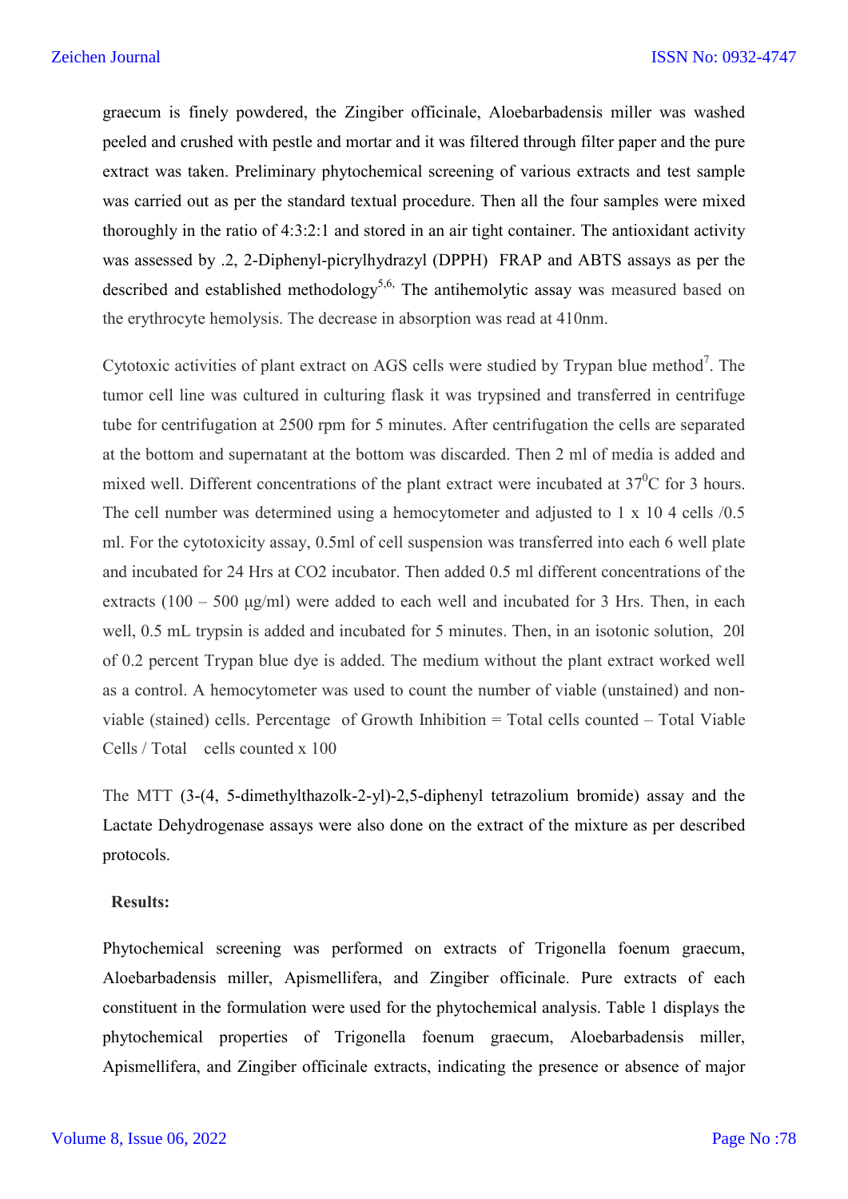graecum is finely powdered, the Zingiber officinale, Aloebarbadensis miller was washed peeled and crushed with pestle and mortar and it was filtered through filter paper and the pure extract was taken. Preliminary phytochemical screening of various extracts and test sample was carried out as per the standard textual procedure. Then all the four samples were mixed thoroughly in the ratio of 4:3:2:1 and stored in an air tight container. The antioxidant activity was assessed by .2, 2-Diphenyl-picrylhydrazyl (DPPH) FRAP and ABTS assays as per the described and established methodology[5,6.] The antihemolytic assay was measured based on the erythrocyte hemolysis. The decrease in absorption was read at 410nm.

Cytotoxic activities of plant extract on AGS cells were studied by Trypan blue method[7]. The tumor cell line was cultured in culturing flask it was trypsined and transferred in centrifuge tube for centrifugation at 2500 rpm for 5 minutes. After centrifugation the cells are separated at the bottom and supernatant at the bottom was discarded. Then 2 ml of media is added and mixed well. Different concentrations of the plant extract were incubated at $37^0$C for 3 hours. The cell number was determined using a hemocytometer and adjusted to 1 x 10 4 cells /0.5 ml. For the cytotoxicity assay, 0.5ml of cell suspension was transferred into each 6 well plate and incubated for 24 Hrs at CO2 incubator. Then added 0.5 ml different concentrations of the extracts (100 – 500 µg/ml) were added to each well and incubated for 3 Hrs. Then, in each well, 0.5 mL trypsin is added and incubated for 5 minutes. Then, in an isotonic solution, 20l of 0.2 percent Trypan blue dye is added. The medium without the plant extract worked well as a control. A hemocytometer was used to count the number of viable (unstained) and non-viable (stained) cells. Percentage of Growth Inhibition = Total cells counted – Total Viable Cells / Total cells counted x 100

The MTT (3-(4, 5-dimethylthazolk-2-yl)-2,5-diphenyl tetrazolium bromide) assay and the Lactate Dehydrogenase assays were also done on the extract of the mixture as per described protocols.

**Results:**

Phytochemical screening was performed on extracts of Trigonella foenum graecum, Aloebarbadensis miller, Apismellifera, and Zingiber officinale. Pure extracts of each constituent in the formulation were used for the phytochemical analysis. Table 1 displays the phytochemical properties of Trigonella foenum graecum, Aloebarbadensis miller, Apismellifera, and Zingiber officinale extracts, indicating the presence or absence of major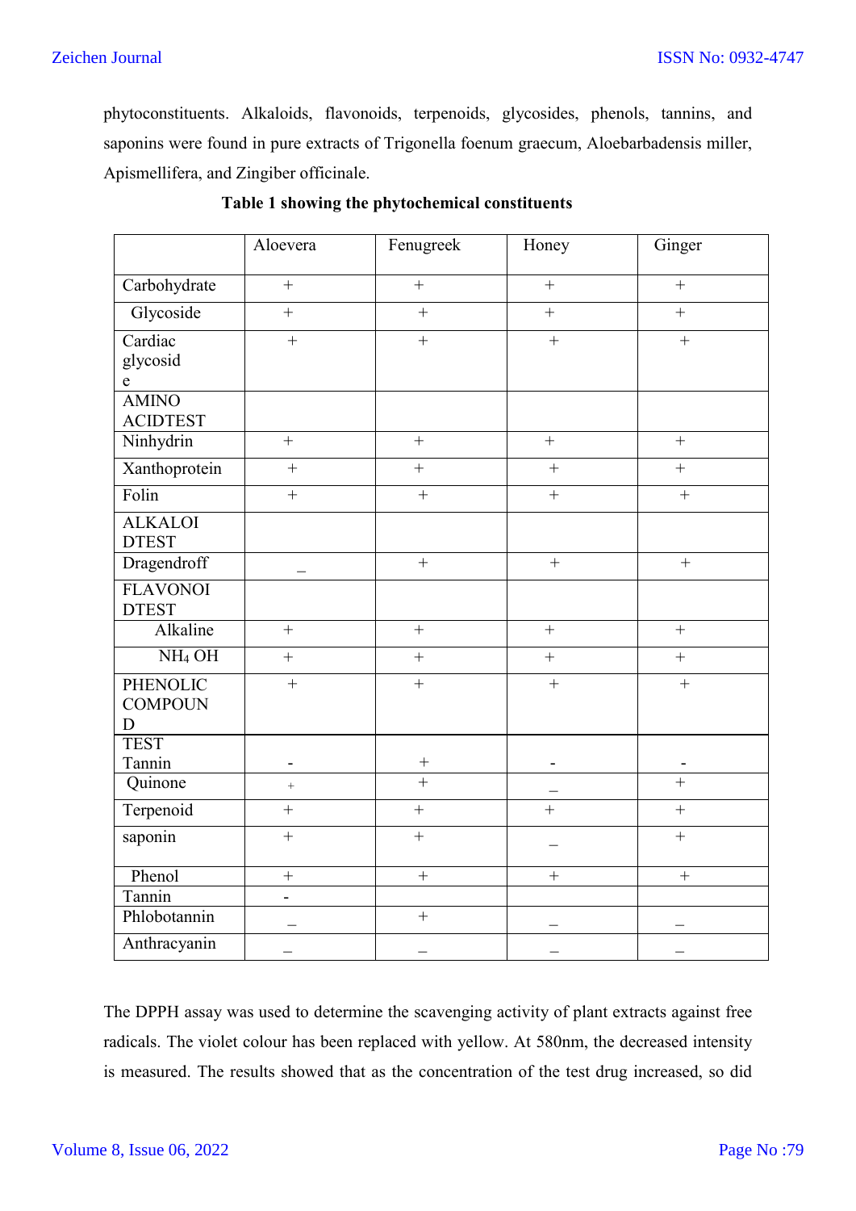phytoconstituents. Alkaloids, flavonoids, terpenoids, glycosides, phenols, tannins, and saponins were found in pure extracts of Trigonella foenum graecum, Aloebarbadensis miller, Apismellifera, and Zingiber officinale.

**Table 1 showing the phytochemical constituents**

| | Aloevera | Fenugreek | Honey | Ginger |
|---|---|---|---|---|
| Carbohydrate | + | + | + | + |
| Glycoside | + | + | + | + |
| Cardiac glycoside | + | + | + | + |
| AMINO ACIDTEST | | | | |
| Ninhydrin | + | + | + | + |
| Xanthoprotein | + | + | + | + |
| Folin | + | + | + | + |
| ALKALOIDTEST | | | | |
| Dragendroff | _ | + | + | + |
| FLAVONOIDTEST | | | | |
| Alkaline | + | + | + | + |
| $NH_4$ OH | + | + | + | + |
| PHENOLIC COMPOUND | + | + | + | + |
| TEST Tannin | - | + | - | - |
| Quinone | + | + | _ | + |
| Terpenoid | + | + | + | + |
| saponin | + | + | _ | + |
| Phenol | + | + | + | + |
| Tannin | - | | | |
| Phlobotannin | _ | + | _ | _ |
| Anthracyanin | _ | _ | _ | _ |

The DPPH assay was used to determine the scavenging activity of plant extracts against free radicals. The violet colour has been replaced with yellow. At 580nm, the decreased intensity is measured. The results showed that as the concentration of the test drug increased, so did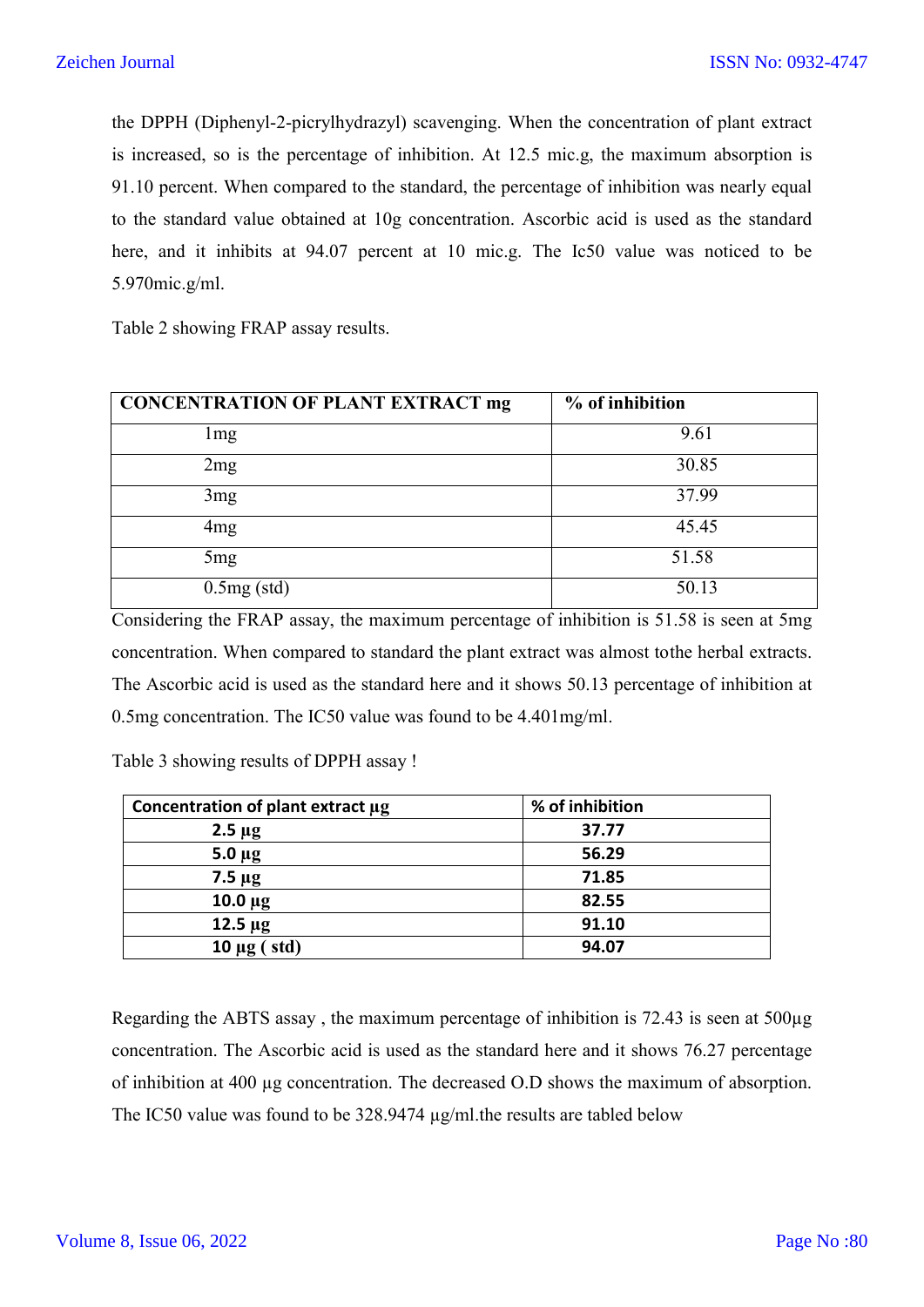the DPPH (Diphenyl-2-picrylhydrazyl) scavenging. When the concentration of plant extract is increased, so is the percentage of inhibition. At 12.5 mic.g, the maximum absorption is 91.10 percent. When compared to the standard, the percentage of inhibition was nearly equal to the standard value obtained at 10g concentration. Ascorbic acid is used as the standard here, and it inhibits at 94.07 percent at 10 mic.g. The Ic50 value was noticed to be 5.970mic.g/ml.

Table 2 showing FRAP assay results.

| **CONCENTRATION OF PLANT EXTRACT mg** | **% of inhibition** |
|---|---|
| 1mg | 9.61 |
| 2mg | 30.85 |
| 3mg | 37.99 |
| 4mg | 45.45 |
| 5mg | 51.58 |
| 0.5mg (std) | 50.13 |

Considering the FRAP assay, the maximum percentage of inhibition is 51.58 is seen at 5mg concentration. When compared to standard the plant extract was almost tothe herbal extracts. The Ascorbic acid is used as the standard here and it shows 50.13 percentage of inhibition at 0.5mg concentration. The IC50 value was found to be 4.401mg/ml.

Table 3 showing results of DPPH assay !

| **Concentration of plant extract µg** | **% of inhibition** |
|---|---|
| **2.5 µg** | **37.77** |
| **5.0 µg** | **56.29** |
| **7.5 µg** | **71.85** |
| **10.0 µg** | **82.55** |
| **12.5 µg** | **91.10** |
| **10 µg ( std)** | **94.07** |

Regarding the ABTS assay , the maximum percentage of inhibition is 72.43 is seen at 500µg concentration. The Ascorbic acid is used as the standard here and it shows 76.27 percentage of inhibition at 400 µg concentration. The decreased O.D shows the maximum of absorption. The IC50 value was found to be 328.9474 µg/ml.the results are tabled below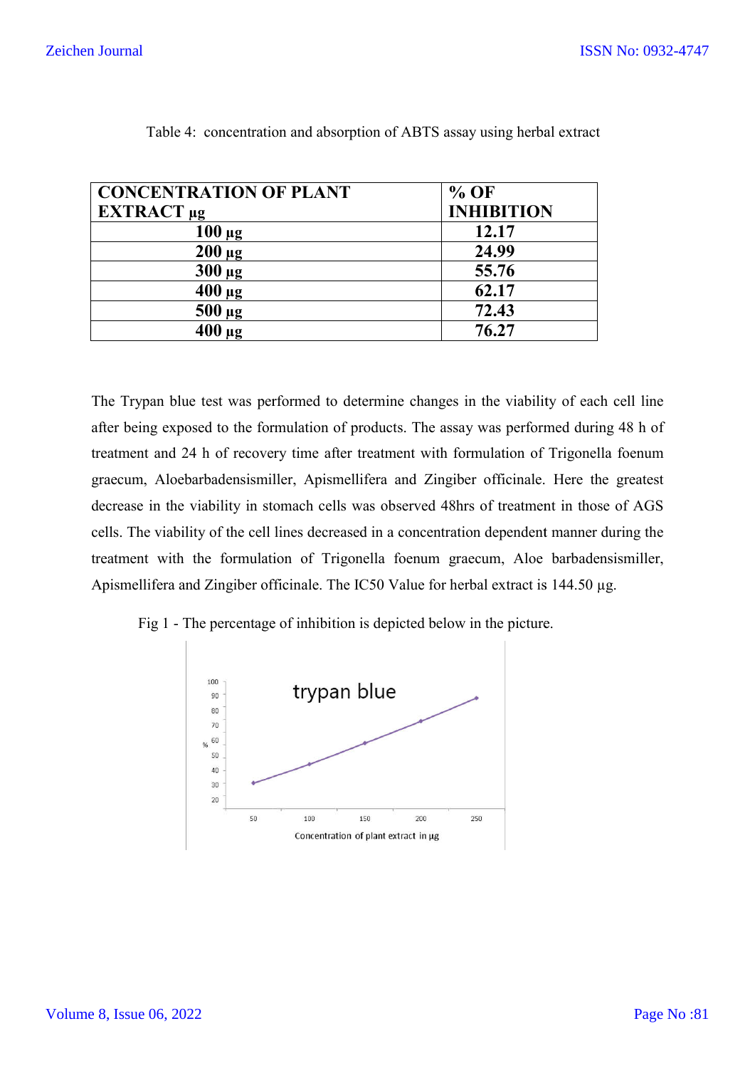Table 4: concentration and absorption of ABTS assay using herbal extract

| CONCENTRATION OF PLANT EXTRACT µg | % OF INHIBITION |
|---|---|
| 100 µg | 12.17 |
| 200 µg | 24.99 |
| 300 µg | 55.76 |
| 400 µg | 62.17 |
| 500 µg | 72.43 |
| 400 µg | 76.27 |

The Trypan blue test was performed to determine changes in the viability of each cell line after being exposed to the formulation of products. The assay was performed during 48 h of treatment and 24 h of recovery time after treatment with formulation of Trigonella foenum graecum, Aloebarbadensismiller, Apismellifera and Zingiber officinale. Here the greatest decrease in the viability in stomach cells was observed 48hrs of treatment in those of AGS cells. The viability of the cell lines decreased in a concentration dependent manner during the treatment with the formulation of Trigonella foenum graecum, Aloe barbadensismiller, Apismellifera and Zingiber officinale. The IC50 Value for herbal extract is 144.50 µg.

Fig 1 - The percentage of inhibition is depicted below in the picture.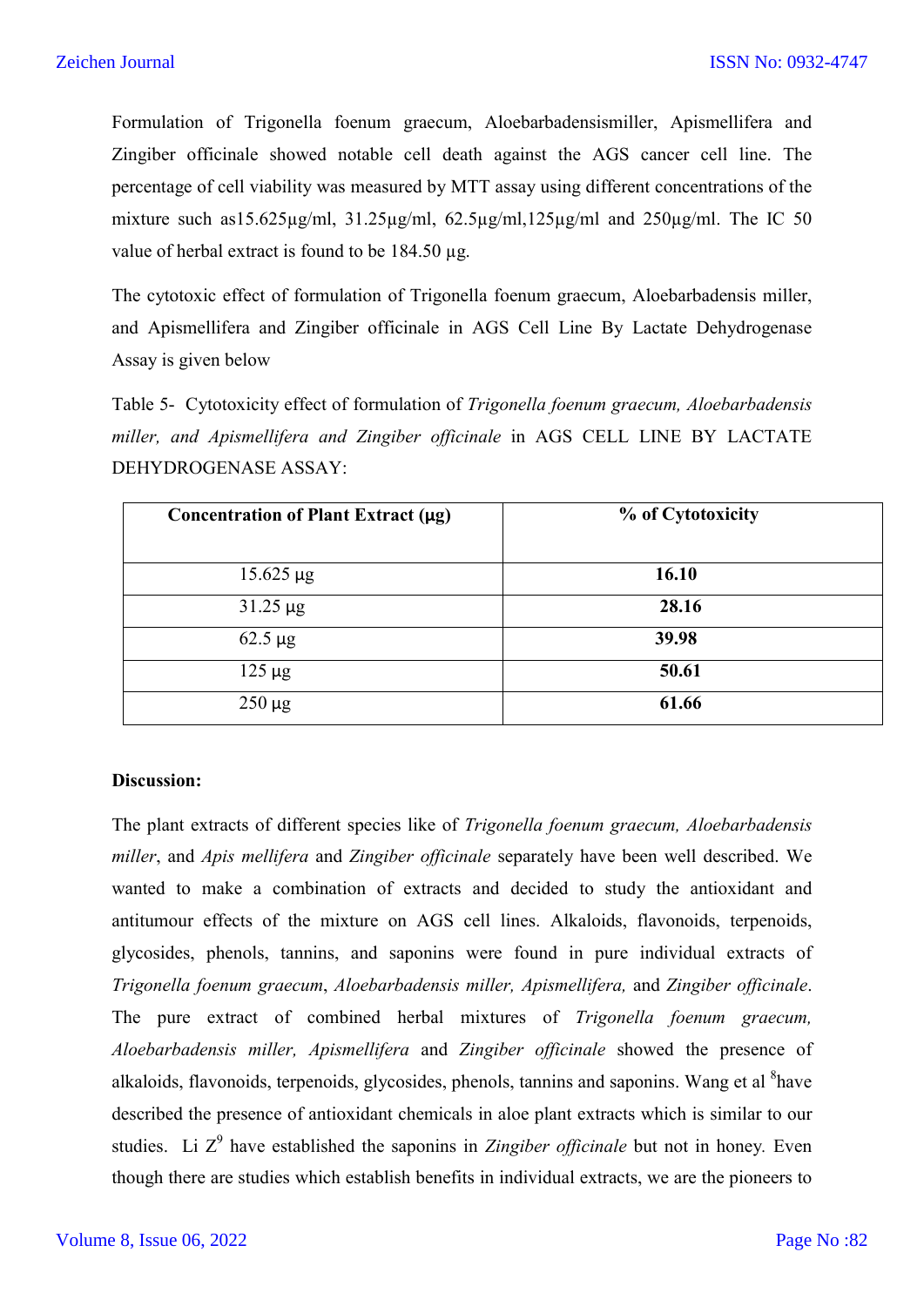Formulation of Trigonella foenum graecum, Aloebarbadensismiller, Apismellifera and Zingiber officinale showed notable cell death against the AGS cancer cell line. The percentage of cell viability was measured by MTT assay using different concentrations of the mixture such as15.625µg/ml, 31.25µg/ml, 62.5µg/ml,125µg/ml and 250µg/ml. The IC 50 value of herbal extract is found to be 184.50 µg.

The cytotoxic effect of formulation of Trigonella foenum graecum, Aloebarbadensis miller, and Apismellifera and Zingiber officinale in AGS Cell Line By Lactate Dehydrogenase Assay is given below

Table 5- Cytotoxicity effect of formulation of *Trigonella foenum graecum, Aloebarbadensis miller, and Apismellifera and Zingiber officinale* in AGS CELL LINE BY LACTATE DEHYDROGENASE ASSAY:

| **Concentration of Plant Extract (µg)** | **% of Cytotoxicity** |
|---|---|
| 15.625 µg | **16.10** |
| 31.25 µg | **28.16** |
| 62.5 µg | **39.98** |
| 125 µg | **50.61** |
| 250 µg | **61.66** |

**Discussion:**

The plant extracts of different species like of *Trigonella foenum graecum, Aloebarbadensis miller*, and *Apis mellifera* and *Zingiber officinale* separately have been well described. We wanted to make a combination of extracts and decided to study the antioxidant and antitumour effects of the mixture on AGS cell lines. Alkaloids, flavonoids, terpenoids, glycosides, phenols, tannins, and saponins were found in pure individual extracts of *Trigonella foenum graecum*, *Aloebarbadensis miller, Apismellifera,* and *Zingiber officinale*. The pure extract of combined herbal mixtures of *Trigonella foenum graecum, Aloebarbadensis miller, Apismellifera* and *Zingiber officinale* showed the presence of alkaloids, flavonoids, terpenoids, glycosides, phenols, tannins and saponins. Wang et al [8]have described the presence of antioxidant chemicals in aloe plant extracts which is similar to our studies. Li Z[9] have established the saponins in *Zingiber officinale* but not in honey. Even though there are studies which establish benefits in individual extracts, we are the pioneers to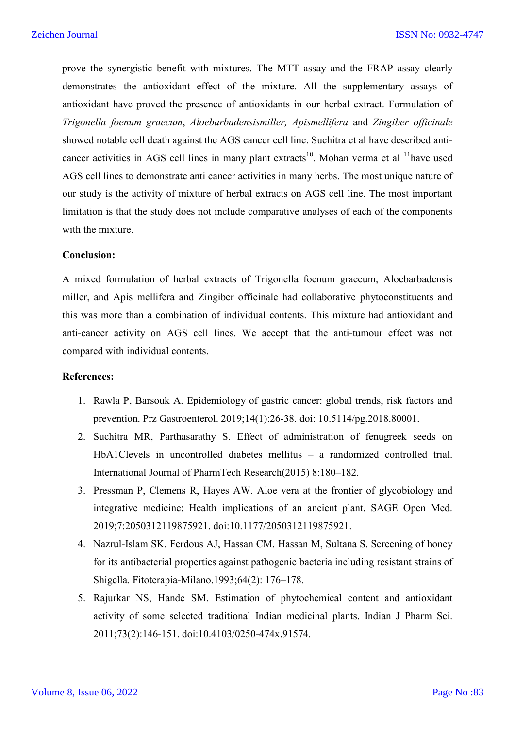prove the synergistic benefit with mixtures. The MTT assay and the FRAP assay clearly demonstrates the antioxidant effect of the mixture. All the supplementary assays of antioxidant have proved the presence of antioxidants in our herbal extract. Formulation of *Trigonella foenum graecum*, *Aloebarbadensismiller, Apismellifera* and *Zingiber officinale* showed notable cell death against the AGS cancer cell line. Suchitra et al have described anti-cancer activities in AGS cell lines in many plant extracts[10]. Mohan verma et al [11]have used AGS cell lines to demonstrate anti cancer activities in many herbs. The most unique nature of our study is the activity of mixture of herbal extracts on AGS cell line. The most important limitation is that the study does not include comparative analyses of each of the components with the mixture.

**Conclusion:**

A mixed formulation of herbal extracts of Trigonella foenum graecum, Aloebarbadensis miller, and Apis mellifera and Zingiber officinale had collaborative phytoconstituents and this was more than a combination of individual contents. This mixture had antioxidant and anti-cancer activity on AGS cell lines. We accept that the anti-tumour effect was not compared with individual contents.

**References:**

1. Rawla P, Barsouk A. Epidemiology of gastric cancer: global trends, risk factors and prevention. Prz Gastroenterol. 2019;14(1):26-38. doi: 10.5114/pg.2018.80001.
2. Suchitra MR, Parthasarathy S. Effect of administration of fenugreek seeds on HbA1Clevels in uncontrolled diabetes mellitus – a randomized controlled trial. International Journal of PharmTech Research(2015) 8:180–182.
3. Pressman P, Clemens R, Hayes AW. Aloe vera at the frontier of glycobiology and integrative medicine: Health implications of an ancient plant. SAGE Open Med. 2019;7:2050312119875921. doi:10.1177/2050312119875921.
4. Nazrul-Islam SK. Ferdous AJ, Hassan CM. Hassan M, Sultana S. Screening of honey for its antibacterial properties against pathogenic bacteria including resistant strains of Shigella. Fitoterapia-Milano.1993;64(2): 176–178.
5. Rajurkar NS, Hande SM. Estimation of phytochemical content and antioxidant activity of some selected traditional Indian medicinal plants. Indian J Pharm Sci. 2011;73(2):146-151. doi:10.4103/0250-474x.91574.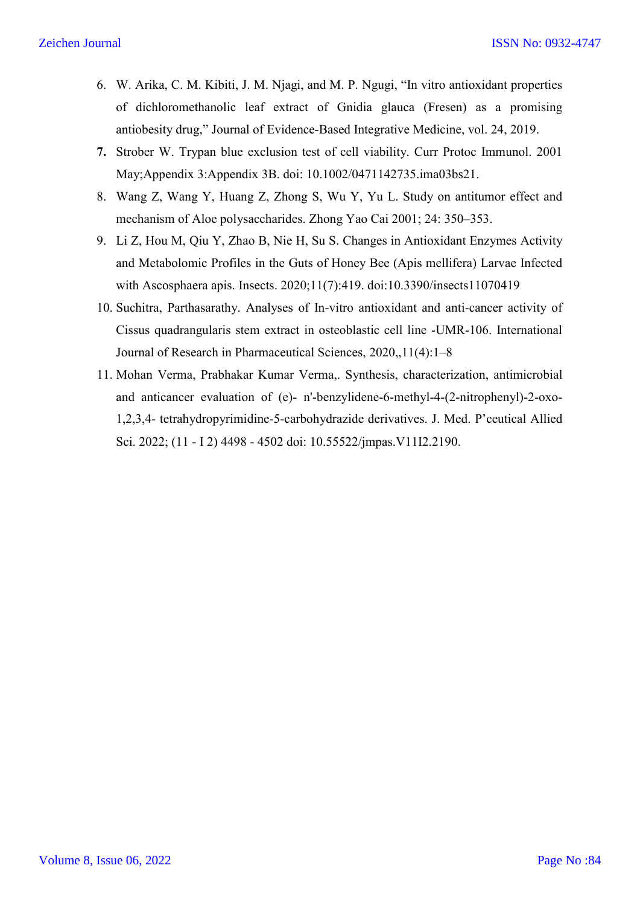6. W. Arika, C. M. Kibiti, J. M. Njagi, and M. P. Ngugi, “In vitro antioxidant properties of dichloromethanolic leaf extract of Gnidia glauca (Fresen) as a promising antiobesity drug,” Journal of Evidence-Based Integrative Medicine, vol. 24, 2019.
7. Strober W. Trypan blue exclusion test of cell viability. Curr Protoc Immunol. 2001 May;Appendix 3:Appendix 3B. doi: 10.1002/0471142735.ima03bs21.
8. Wang Z, Wang Y, Huang Z, Zhong S, Wu Y, Yu L. Study on antitumor effect and mechanism of Aloe polysaccharides. Zhong Yao Cai 2001; 24: 350–353.
9. Li Z, Hou M, Qiu Y, Zhao B, Nie H, Su S. Changes in Antioxidant Enzymes Activity and Metabolomic Profiles in the Guts of Honey Bee (Apis mellifera) Larvae Infected with Ascosphaera apis. Insects. 2020;11(7):419. doi:10.3390/insects11070419
10. Suchitra, Parthasarathy. Analyses of In-vitro antioxidant and anti-cancer activity of Cissus quadrangularis stem extract in osteoblastic cell line -UMR-106. International Journal of Research in Pharmaceutical Sciences, 2020,,11(4):1–8
11. Mohan Verma, Prabhakar Kumar Verma,. Synthesis, characterization, antimicrobial and anticancer evaluation of (e)- n'-benzylidene-6-methyl-4-(2-nitrophenyl)-2-oxo-1,2,3,4- tetrahydropyrimidine-5-carbohydrazide derivatives. J. Med. P’ceutical Allied Sci. 2022; (11 - I 2) 4498 - 4502 doi: 10.55522/jmpas.V11I2.2190.